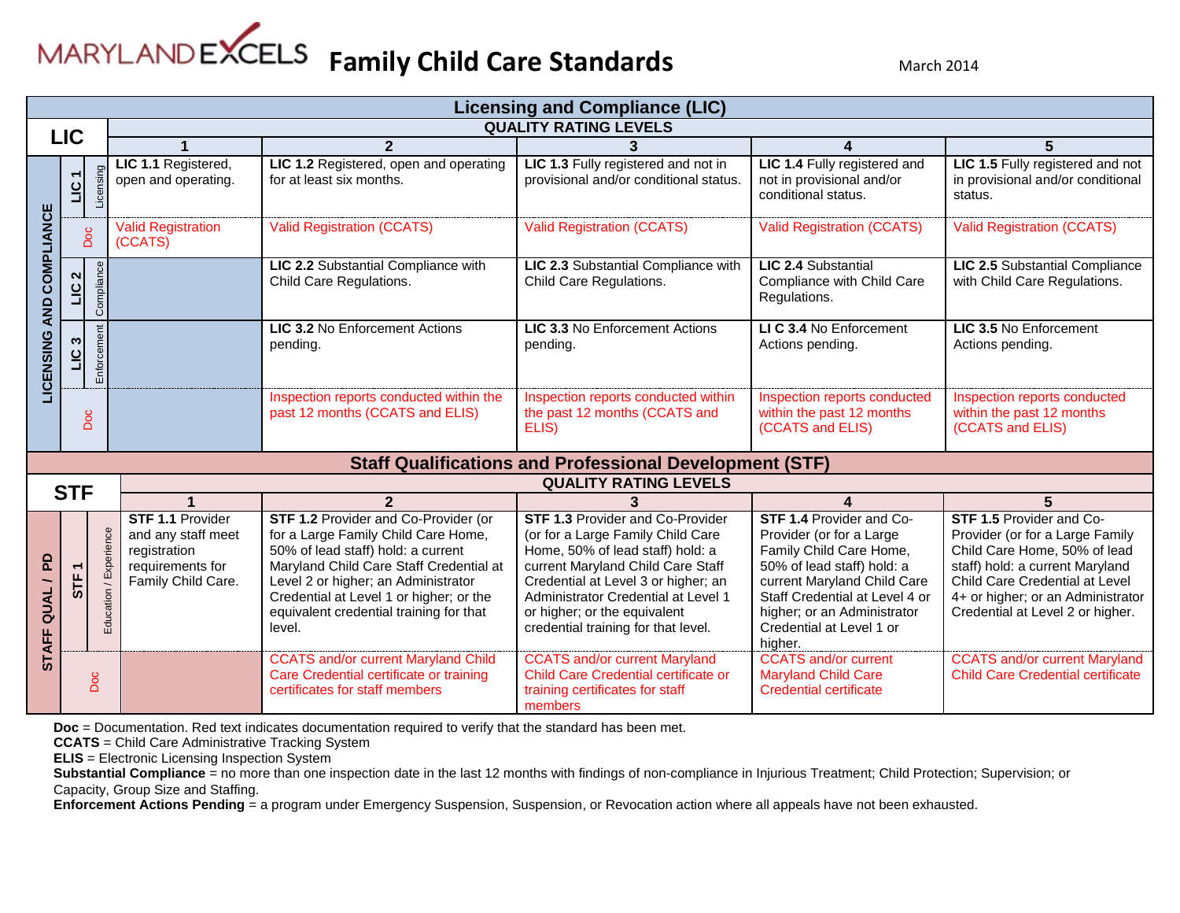# MARYLAND EXCELS Family Child Care Standards

March 2014

## Licensing and Compliance (LIC)

| LIC | | | QUALITY RATING LEVELS 1 | 2 | 3 | 4 | 5 |
|---|---|---|---|---|---|---|---|
| LICENSING AND COMPLIANCE | LIC 1 | Licensing | **LIC 1.1** Registered, open and operating. | **LIC 1.2** Registered, open and operating for at least six months. | **LIC 1.3** Fully registered and not in provisional and/or conditional status. | **LIC 1.4** Fully registered and not in provisional and/or conditional status. | **LIC 1.5** Fully registered and not in provisional and/or conditional status. |
| | Doc | | Valid Registration (CCATS) | Valid Registration (CCATS) | Valid Registration (CCATS) | Valid Registration (CCATS) | Valid Registration (CCATS) |
| | LIC 2 | Compliance | | **LIC 2.2** Substantial Compliance with Child Care Regulations. | **LIC 2.3** Substantial Compliance with Child Care Regulations. | **LIC 2.4** Substantial Compliance with Child Care Regulations. | **LIC 2.5** Substantial Compliance with Child Care Regulations. |
| | LIC 3 | Enforcement | | **LIC 3.2** No Enforcement Actions pending. | **LIC 3.3** No Enforcement Actions pending. | **LI C 3.4** No Enforcement Actions pending. | **LIC 3.5** No Enforcement Actions pending. |
| | Doc | | | Inspection reports conducted within the past 12 months (CCATS and ELIS) | Inspection reports conducted within the past 12 months (CCATS and ELIS) | Inspection reports conducted within the past 12 months (CCATS and ELIS) | Inspection reports conducted within the past 12 months (CCATS and ELIS) |

## Staff Qualifications and Professional Development (STF)

| STF | | | QUALITY RATING LEVELS 1 | 2 | 3 | 4 | 5 |
|---|---|---|---|---|---|---|---|
| STAFF QUAL / PD | STF 1 | Education / Experience | **STF 1.1** Provider and any staff meet registration requirements for Family Child Care. | **STF 1.2** Provider and Co-Provider (or for a Large Family Child Care Home, 50% of lead staff) hold: a current Maryland Child Care Staff Credential at Level 2 or higher; an Administrator Credential at Level 1 or higher; or the equivalent credential training for that level. | **STF 1.3** Provider and Co-Provider (or for a Large Family Child Care Home, 50% of lead staff) hold: a current Maryland Child Care Staff Credential at Level 3 or higher; an Administrator Credential at Level 1 or higher; or the equivalent credential training for that level. | **STF 1.4** Provider and Co-Provider (or for a Large Family Child Care Home, 50% of lead staff) hold: a current Maryland Child Care Staff Credential at Level 4 or higher; or an Administrator Credential at Level 1 or higher. | **STF 1.5** Provider and Co-Provider (or for a Large Family Child Care Home, 50% of lead staff) hold: a current Maryland Child Care Credential at Level 4+ or higher; or an Administrator Credential at Level 2 or higher. |
| | Doc | | | CCATS and/or current Maryland Child Care Credential certificate or training certificates for staff members | CCATS and/or current Maryland Child Care Credential certificate or training certificates for staff members | CCATS and/or current Maryland Child Care Credential certificate | CCATS and/or current Maryland Child Care Credential certificate |

**Doc** = Documentation. Red text indicates documentation required to verify that the standard has been met.
**CCATS** = Child Care Administrative Tracking System
**ELIS** = Electronic Licensing Inspection System
**Substantial Compliance** = no more than one inspection date in the last 12 months with findings of non-compliance in Injurious Treatment; Child Protection; Supervision; or Capacity, Group Size and Staffing.
**Enforcement Actions Pending** = a program under Emergency Suspension, Suspension, or Revocation action where all appeals have not been exhausted.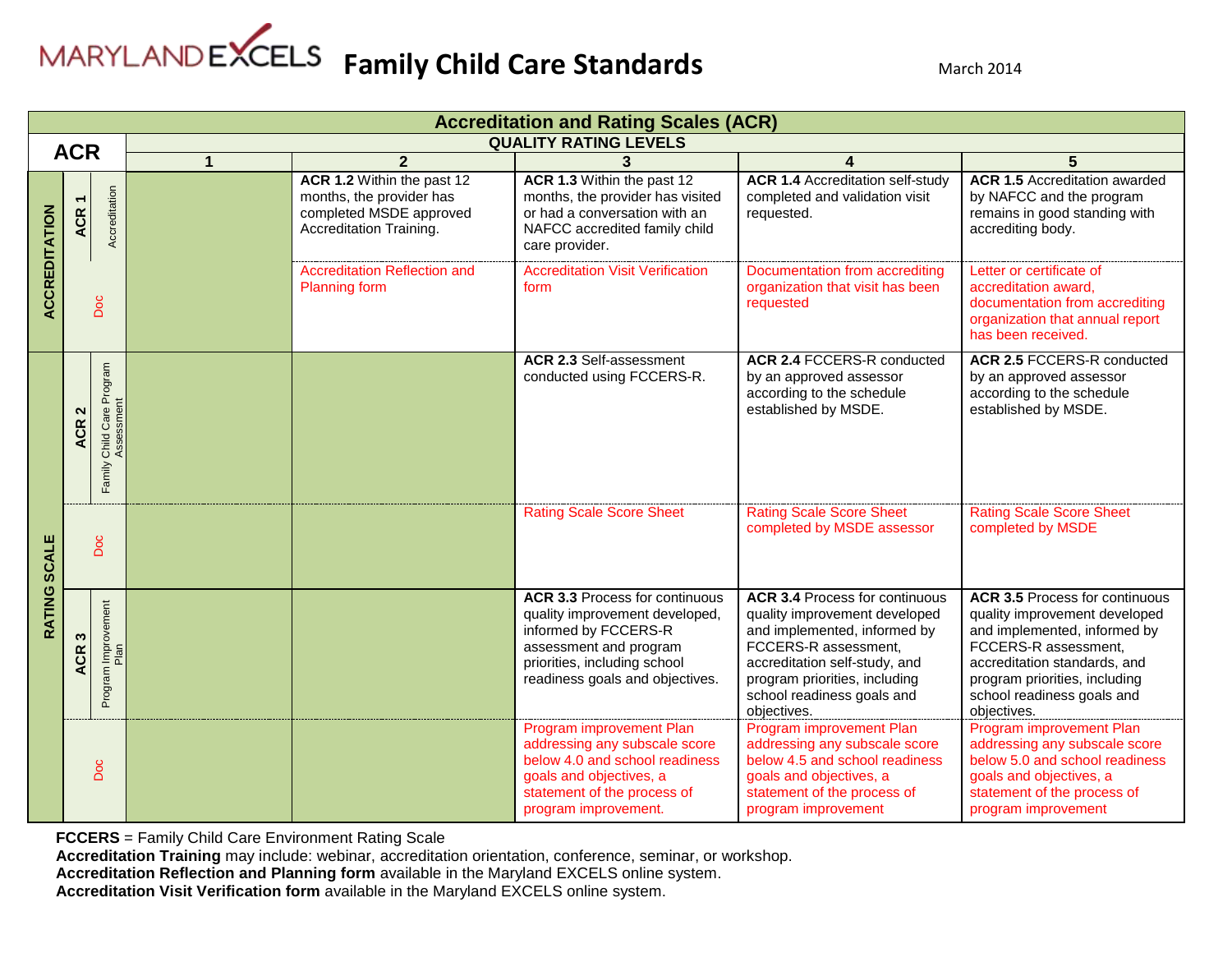# MARYLAND EXCELS Family Child Care Standards

March 2014

| Accreditation and Rating Scales (ACR) | | | | | | | |
|---|---|---|---|---|---|---|---|
| **ACR** | | | **QUALITY RATING LEVELS** | | | | |
| | | | **1** | **2** | **3** | **4** | **5** |
| **ACCREDITATION** | **ACR 1** | Accreditation | | **ACR 1.2** Within the past 12 months, the provider has completed MSDE approved Accreditation Training. | **ACR 1.3** Within the past 12 months, the provider has visited or had a conversation with an NAFCC accredited family child care provider. | **ACR 1.4** Accreditation self-study completed and validation visit requested. | **ACR 1.5** Accreditation awarded by NAFCC and the program remains in good standing with accrediting body. |
| | Doc | | | Accreditation Reflection and Planning form | Accreditation Visit Verification form | Documentation from accrediting organization that visit has been requested | Letter or certificate of accreditation award, documentation from accrediting organization that annual report has been received. |
| **RATING SCALE** | **ACR 2** | Family Child Care Program Assessment | | | **ACR 2.3** Self-assessment conducted using FCCERS-R. | **ACR 2.4** FCCERS-R conducted by an approved assessor according to the schedule established by MSDE. | **ACR 2.5** FCCERS-R conducted by an approved assessor according to the schedule established by MSDE. |
| | Doc | | | | Rating Scale Score Sheet | Rating Scale Score Sheet completed by MSDE assessor | Rating Scale Score Sheet completed by MSDE |
| | **ACR 3** | Program Improvement Plan | | | **ACR 3.3** Process for continuous quality improvement developed, informed by FCCERS-R assessment and program priorities, including school readiness goals and objectives. | **ACR 3.4** Process for continuous quality improvement developed and implemented, informed by FCCERS-R assessment, accreditation self-study, and program priorities, including school readiness goals and objectives. | **ACR 3.5** Process for continuous quality improvement developed and implemented, informed by FCCERS-R assessment, accreditation standards, and program priorities, including school readiness goals and objectives. |
| | Doc | | | | Program improvement Plan addressing any subscale score below 4.0 and school readiness goals and objectives, a statement of the process of program improvement. | Program improvement Plan addressing any subscale score below 4.5 and school readiness goals and objectives, a statement of the process of program improvement | Program improvement Plan addressing any subscale score below 5.0 and school readiness goals and objectives, a statement of the process of program improvement |

**FCCERS** = Family Child Care Environment Rating Scale
**Accreditation Training** may include: webinar, accreditation orientation, conference, seminar, or workshop.
**Accreditation Reflection and Planning form** available in the Maryland EXCELS online system.
**Accreditation Visit Verification form** available in the Maryland EXCELS online system.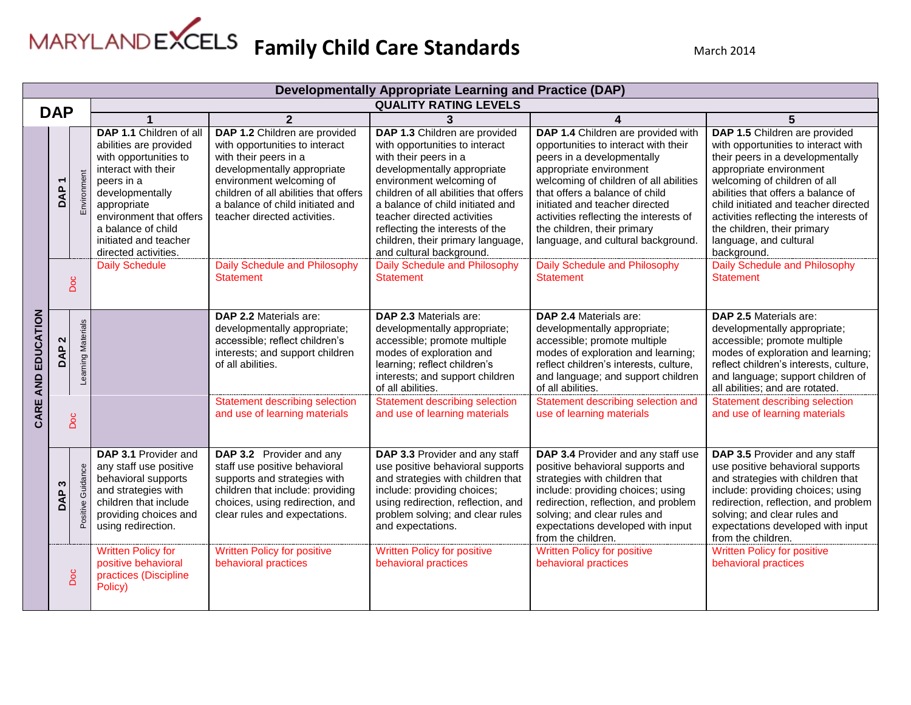# MARYLAND EXCELS Family Child Care Standards

March 2014

| Developmentally Appropriate Learning and Practice (DAP) | | | | | | | |
|---|---|---|---|---|---|---|---|
| **DAP** | | | **QUALITY RATING LEVELS** | | | | |
| | | | **1** | **2** | **3** | **4** | **5** |
| CARE AND EDUCATION | DAP 1 | Environment | **DAP 1.1** Children of all abilities are provided with opportunities to interact with their peers in a developmentally appropriate environment that offers a balance of child initiated and teacher directed activities. | **DAP 1.2** Children are provided with opportunities to interact with their peers in a developmentally appropriate environment welcoming of children of all abilities that offers a balance of child initiated and teacher directed activities. | **DAP 1.3** Children are provided with opportunities to interact with their peers in a developmentally appropriate environment welcoming of children of all abilities that offers a balance of child initiated and teacher directed activities reflecting the interests of the children, their primary language, and cultural background. | **DAP 1.4** Children are provided with opportunities to interact with their peers in a developmentally appropriate environment welcoming of children of all abilities that offers a balance of child initiated and teacher directed activities reflecting the interests of the children, their primary language, and cultural background. | **DAP 1.5** Children are provided with opportunities to interact with their peers in a developmentally appropriate environment welcoming of children of all abilities that offers a balance of child initiated and teacher directed activities reflecting the interests of the children, their primary language, and cultural background. |
| | | Doc | Daily Schedule | Daily Schedule and Philosophy Statement | Daily Schedule and Philosophy Statement | Daily Schedule and Philosophy Statement | Daily Schedule and Philosophy Statement |
| | DAP 2 | Learning Materials | | **DAP 2.2** Materials are: developmentally appropriate; accessible; reflect children's interests; and support children of all abilities. | **DAP 2.3** Materials are: developmentally appropriate; accessible; promote multiple modes of exploration and learning; reflect children's interests; and support children of all abilities. | **DAP 2.4** Materials are: developmentally appropriate; accessible; promote multiple modes of exploration and learning; reflect children's interests, culture, and language; and support children of all abilities. | **DAP 2.5** Materials are: developmentally appropriate; accessible; promote multiple modes of exploration and learning; reflect children's interests, culture, and language; support children of all abilities; and are rotated. |
| | | Doc | | Statement describing selection and use of learning materials | Statement describing selection and use of learning materials | Statement describing selection and use of learning materials | Statement describing selection and use of learning materials |
| | DAP 3 | Positive Guidance | **DAP 3.1** Provider and any staff use positive behavioral supports and strategies with children that include providing choices and using redirection. | **DAP 3.2** Provider and any staff use positive behavioral supports and strategies with children that include: providing choices, using redirection, and clear rules and expectations. | **DAP 3.3** Provider and any staff use positive behavioral supports and strategies with children that include: providing choices; using redirection, reflection, and problem solving; and clear rules and expectations. | **DAP 3.4** Provider and any staff use positive behavioral supports and strategies with children that include: providing choices; using redirection, reflection, and problem solving; and clear rules and expectations developed with input from the children. | **DAP 3.5** Provider and any staff use positive behavioral supports and strategies with children that include: providing choices; using redirection, reflection, and problem solving; and clear rules and expectations developed with input from the children. |
| | | Doc | Written Policy for positive behavioral practices (Discipline Policy) | Written Policy for positive behavioral practices | Written Policy for positive behavioral practices | Written Policy for positive behavioral practices | Written Policy for positive behavioral practices |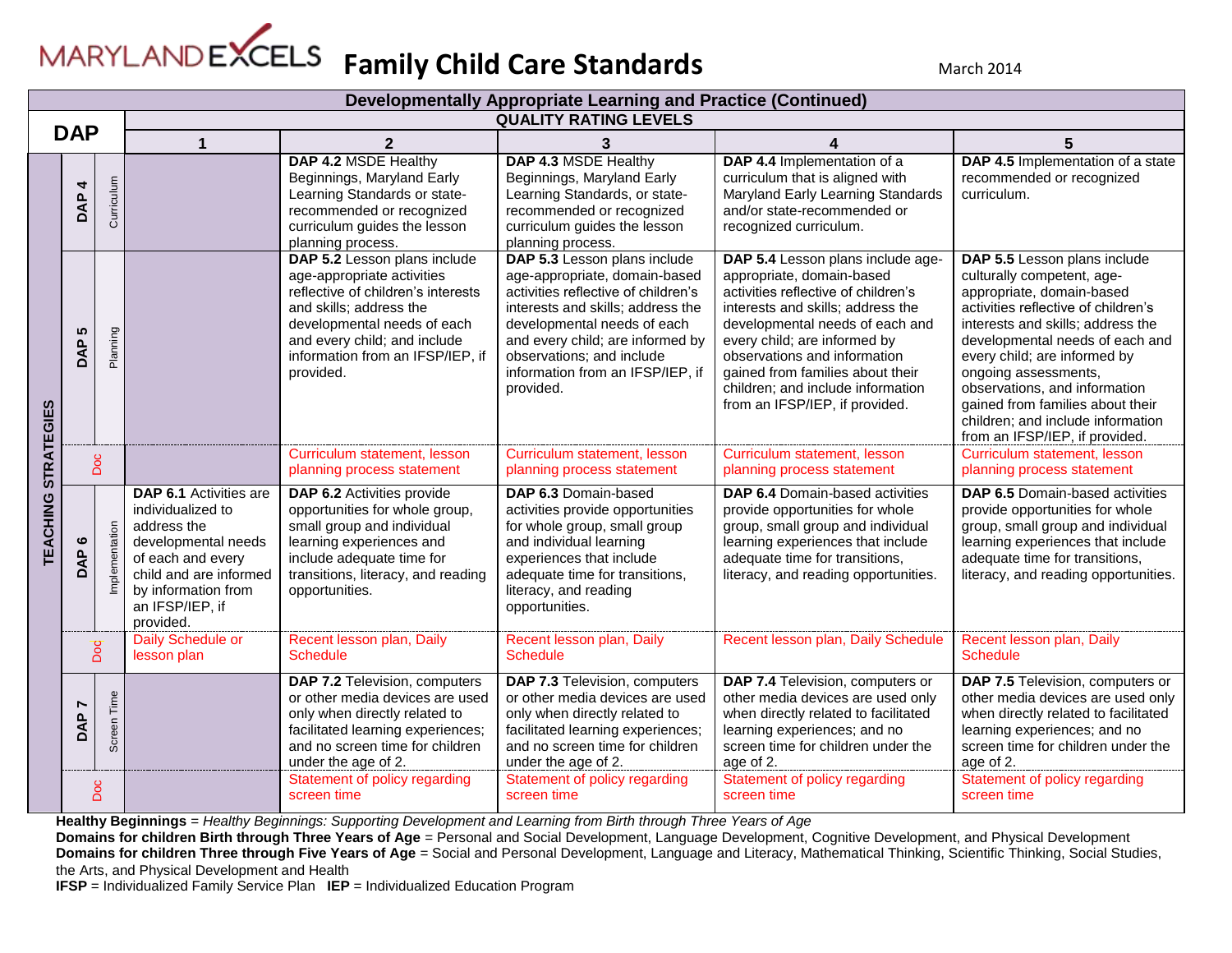# MARYLAND EXCELS Family Child Care Standards

March 2014

| Developmentally Appropriate Learning and Practice (Continued) | | | | | | |
|---|---|---|---|---|---|---|
| **DAP** | | **QUALITY RATING LEVELS** | | | | |
| | | **1** | **2** | **3** | **4** | **5** |
| **TEACHING STRATEGIES** — **DAP 4** | Curriculum | | **DAP 4.2** MSDE Healthy Beginnings, Maryland Early Learning Standards or state-recommended or recognized curriculum guides the lesson planning process. | **DAP 4.3** MSDE Healthy Beginnings, Maryland Early Learning Standards, or state-recommended or recognized curriculum guides the lesson planning process. | **DAP 4.4** Implementation of a curriculum that is aligned with Maryland Early Learning Standards and/or state-recommended or recognized curriculum. | **DAP 4.5** Implementation of a state recommended or recognized curriculum. |
| **DAP 5** | Planning | | **DAP 5.2** Lesson plans include age-appropriate activities reflective of children's interests and skills; address the developmental needs of each and every child; and include information from an IFSP/IEP, if provided. | **DAP 5.3** Lesson plans include age-appropriate, domain-based activities reflective of children's interests and skills; address the developmental needs of each and every child; are informed by observations; and include information from an IFSP/IEP, if provided. | **DAP 5.4** Lesson plans include age-appropriate, domain-based activities reflective of children's interests and skills; address the developmental needs of each and every child; are informed by observations and information gained from families about their children; and include information from an IFSP/IEP, if provided. | **DAP 5.5** Lesson plans include culturally competent, age-appropriate, domain-based activities reflective of children's interests and skills; address the developmental needs of each and every child; are informed by ongoing assessments, observations, and information gained from families about their children; and include information from an IFSP/IEP, if provided. |
| | Doc | | Curriculum statement, lesson planning process statement | Curriculum statement, lesson planning process statement | Curriculum statement, lesson planning process statement | Curriculum statement, lesson planning process statement |
| **DAP 6** | Implementation | **DAP 6.1** Activities are individualized to address the developmental needs of each and every child and are informed by information from an IFSP/IEP, if provided. | **DAP 6.2** Activities provide opportunities for whole group, small group and individual learning experiences and include adequate time for transitions, literacy, and reading opportunities. | **DAP 6.3** Domain-based activities provide opportunities for whole group, small group and individual learning experiences that include adequate time for transitions, literacy, and reading opportunities. | **DAP 6.4** Domain-based activities provide opportunities for whole group, small group and individual learning experiences that include adequate time for transitions, literacy, and reading opportunities. | **DAP 6.5** Domain-based activities provide opportunities for whole group, small group and individual learning experiences that include adequate time for transitions, literacy, and reading opportunities. |
| | Doc | Daily Schedule or lesson plan | Recent lesson plan, Daily Schedule | Recent lesson plan, Daily Schedule | Recent lesson plan, Daily Schedule | Recent lesson plan, Daily Schedule |
| **DAP 7** | Screen Time | | **DAP 7.2** Television, computers or other media devices are used only when directly related to facilitated learning experiences; and no screen time for children under the age of 2. | **DAP 7.3** Television, computers or other media devices are used only when directly related to facilitated learning experiences; and no screen time for children under the age of 2. | **DAP 7.4** Television, computers or other media devices are used only when directly related to facilitated learning experiences; and no screen time for children under the age of 2. | **DAP 7.5** Television, computers or other media devices are used only when directly related to facilitated learning experiences; and no screen time for children under the age of 2. |
| | Doc | | Statement of policy regarding screen time | Statement of policy regarding screen time | Statement of policy regarding screen time | Statement of policy regarding screen time |

**Healthy Beginnings** = *Healthy Beginnings: Supporting Development and Learning from Birth through Three Years of Age*

**Domains for children Birth through Three Years of Age** = Personal and Social Development, Language Development, Cognitive Development, and Physical Development

**Domains for children Three through Five Years of Age** = Social and Personal Development, Language and Literacy, Mathematical Thinking, Scientific Thinking, Social Studies, the Arts, and Physical Development and Health

**IFSP** = Individualized Family Service Plan **IEP** = Individualized Education Program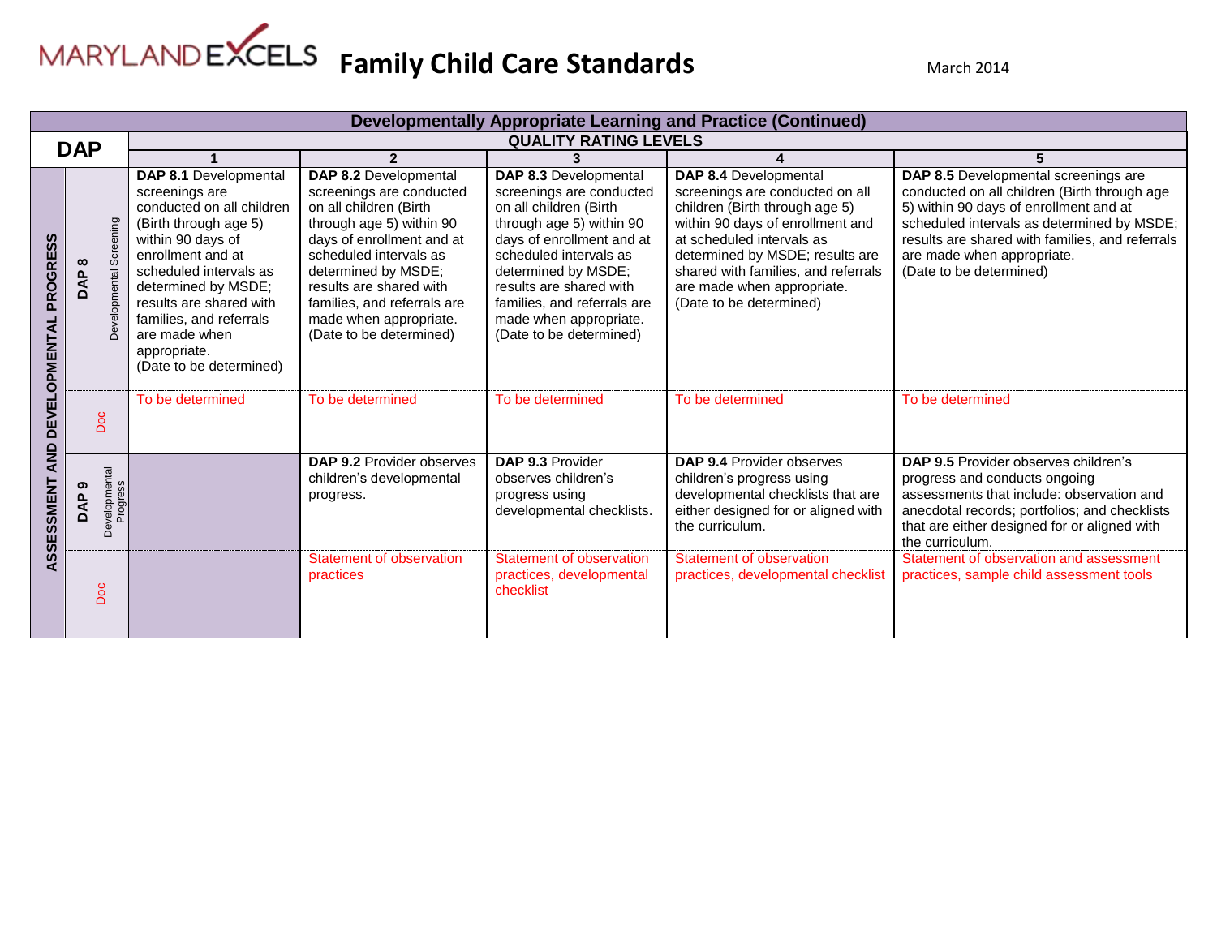# MARYLAND EXCELS Family Child Care Standards

March 2014

| Developmentally Appropriate Learning and Practice (Continued) | | | | | | |
|---|---|---|---|---|---|---|
| **DAP** | | **QUALITY RATING LEVELS** | | | | |
| | | **1** | **2** | **3** | **4** | **5** |
| **ASSESSMENT AND DEVELOPMENTAL PROGRESS** — **DAP 8** | Developmental Screening | **DAP 8.1** Developmental screenings are conducted on all children (Birth through age 5) within 90 days of enrollment and at scheduled intervals as determined by MSDE; results are shared with families, and referrals are made when appropriate. (Date to be determined) | **DAP 8.2** Developmental screenings are conducted on all children (Birth through age 5) within 90 days of enrollment and at scheduled intervals as determined by MSDE; results are shared with families, and referrals are made when appropriate. (Date to be determined) | **DAP 8.3** Developmental screenings are conducted on all children (Birth through age 5) within 90 days of enrollment and at scheduled intervals as determined by MSDE; results are shared with families, and referrals are made when appropriate. (Date to be determined) | **DAP 8.4** Developmental screenings are conducted on all children (Birth through age 5) within 90 days of enrollment and at scheduled intervals as determined by MSDE; results are shared with families, and referrals are made when appropriate. (Date to be determined) | **DAP 8.5** Developmental screenings are conducted on all children (Birth through age 5) within 90 days of enrollment and at scheduled intervals as determined by MSDE; results are shared with families, and referrals are made when appropriate. (Date to be determined) |
| | Doc | To be determined | To be determined | To be determined | To be determined | To be determined |
| **DAP 9** | Developmental Progress | | **DAP 9.2** Provider observes children's developmental progress. | **DAP 9.3** Provider observes children's progress using developmental checklists. | **DAP 9.4** Provider observes children's progress using developmental checklists that are either designed for or aligned with the curriculum. | **DAP 9.5** Provider observes children's progress and conducts ongoing assessments that include: observation and anecdotal records; portfolios; and checklists that are either designed for or aligned with the curriculum. |
| | Doc | | Statement of observation practices | Statement of observation practices, developmental checklist | Statement of observation practices, developmental checklist | Statement of observation and assessment practices, sample child assessment tools |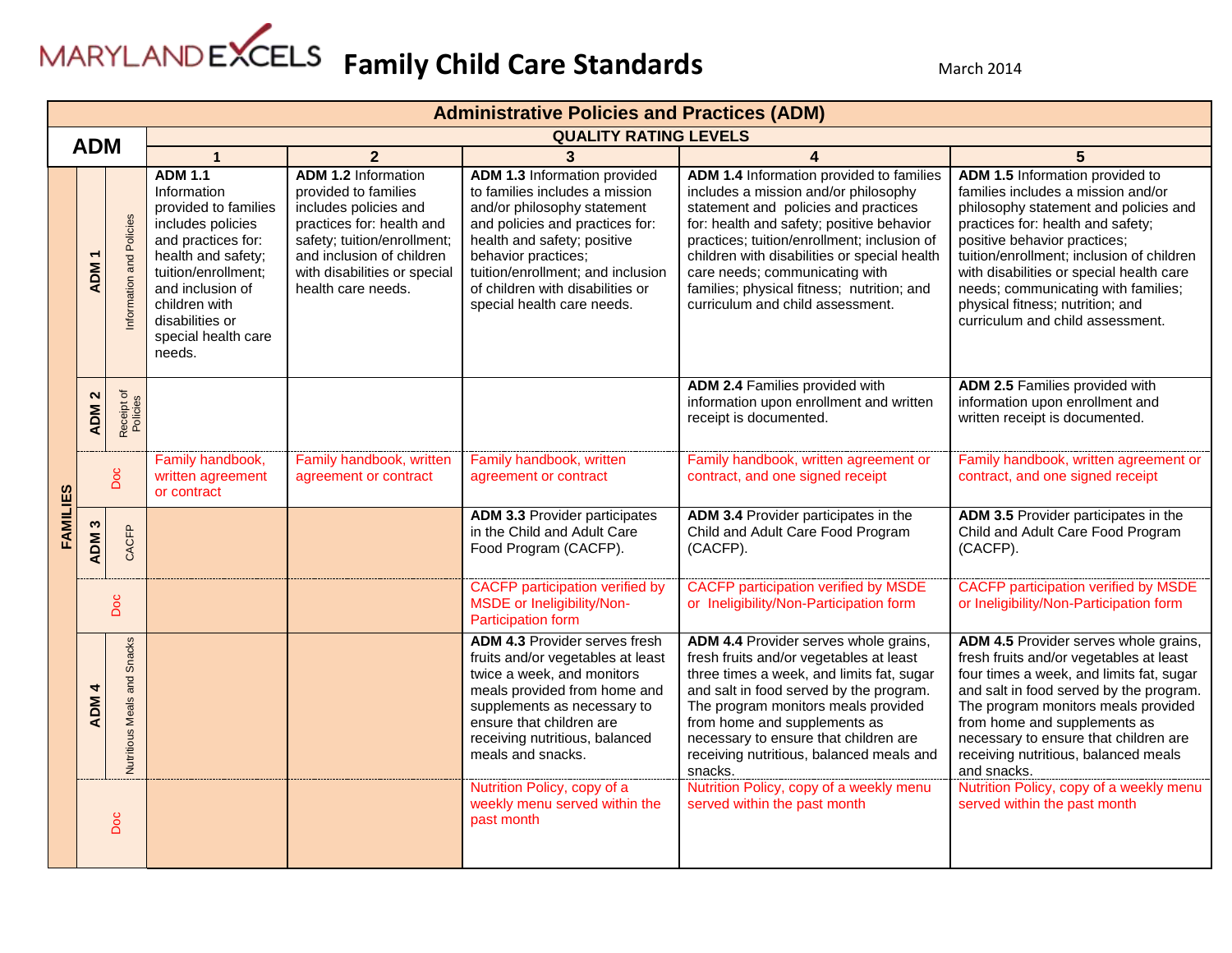# MARYLAND EXCELS Family Child Care Standards

March 2014

| Administrative Policies and Practices (ADM) | | | | | | |
|---|---|---|---|---|---|---|
| **ADM** | | **QUALITY RATING LEVELS** | | | | |
| | | **1** | **2** | **3** | **4** | **5** |
| **FAMILIES** | **ADM 1** Information and Policies | **ADM 1.1** Information provided to families includes policies and practices for: health and safety; tuition/enrollment; and inclusion of children with disabilities or special health care needs. | **ADM 1.2** Information provided to families includes policies and practices for: health and safety; tuition/enrollment; and inclusion of children with disabilities or special health care needs. | **ADM 1.3** Information provided to families includes a mission and/or philosophy statement and policies and practices for: health and safety; positive behavior practices; tuition/enrollment; and inclusion of children with disabilities or special health care needs. | **ADM 1.4** Information provided to families includes a mission and/or philosophy statement and policies and practices for: health and safety; positive behavior practices; tuition/enrollment; inclusion of children with disabilities or special health care needs; communicating with families; physical fitness; nutrition; and curriculum and child assessment. | **ADM 1.5** Information provided to families includes a mission and/or philosophy statement and policies and practices for: health and safety; positive behavior practices; tuition/enrollment; inclusion of children with disabilities or special health care needs; communicating with families; physical fitness; nutrition; and curriculum and child assessment. |
| | **ADM 2** Receipt of Policies | | | | **ADM 2.4** Families provided with information upon enrollment and written receipt is documented. | **ADM 2.5** Families provided with information upon enrollment and written receipt is documented. |
| | Doc | Family handbook, written agreement or contract | Family handbook, written agreement or contract | Family handbook, written agreement or contract | Family handbook, written agreement or contract, and one signed receipt | Family handbook, written agreement or contract, and one signed receipt |
| | **ADM 3** CACFP | | | **ADM 3.3** Provider participates in the Child and Adult Care Food Program (CACFP). | **ADM 3.4** Provider participates in the Child and Adult Care Food Program (CACFP). | **ADM 3.5** Provider participates in the Child and Adult Care Food Program (CACFP). |
| | Doc | | | CACFP participation verified by MSDE or Ineligibility/Non-Participation form | CACFP participation verified by MSDE or Ineligibility/Non-Participation form | CACFP participation verified by MSDE or Ineligibility/Non-Participation form |
| | **ADM 4** Nutritious Meals and Snacks | | | **ADM 4.3** Provider serves fresh fruits and/or vegetables at least twice a week, and monitors meals provided from home and supplements as necessary to ensure that children are receiving nutritious, balanced meals and snacks. | **ADM 4.4** Provider serves whole grains, fresh fruits and/or vegetables at least three times a week, and limits fat, sugar and salt in food served by the program. The program monitors meals provided from home and supplements as necessary to ensure that children are receiving nutritious, balanced meals and snacks. | **ADM 4.5** Provider serves whole grains, fresh fruits and/or vegetables at least four times a week, and limits fat, sugar and salt in food served by the program. The program monitors meals provided from home and supplements as necessary to ensure that children are receiving nutritious, balanced meals and snacks. |
| | Doc | | | Nutrition Policy, copy of a weekly menu served within the past month | Nutrition Policy, copy of a weekly menu served within the past month | Nutrition Policy, copy of a weekly menu served within the past month |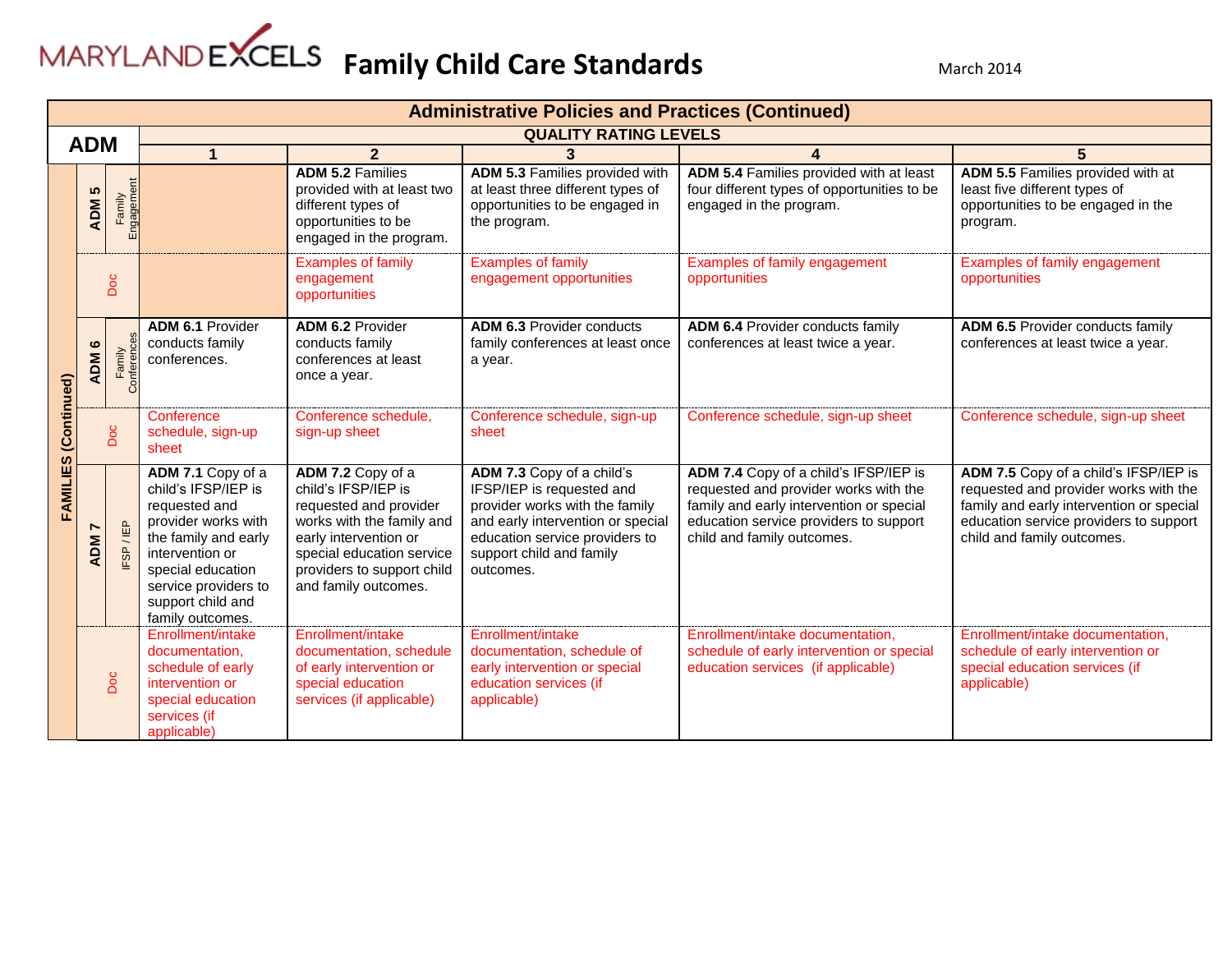# MARYLAND EXCELS Family Child Care Standards

March 2014

| Administrative Policies and Practices (Continued) | | | | | | |
|---|---|---|---|---|---|---|
| ADM | | QUALITY RATING LEVELS | | | | |
| | | 1 | 2 | 3 | 4 | 5 |
| FAMILIES (Continued) | ADM 5 Family Engagement | | **ADM 5.2** Families provided with at least two different types of opportunities to be engaged in the program. | **ADM 5.3** Families provided with at least three different types of opportunities to be engaged in the program. | **ADM 5.4** Families provided with at least four different types of opportunities to be engaged in the program. | **ADM 5.5** Families provided with at least five different types of opportunities to be engaged in the program. |
| | Doc | | Examples of family engagement opportunities | Examples of family engagement opportunities | Examples of family engagement opportunities | Examples of family engagement opportunities |
| | ADM 6 Family Conferences | **ADM 6.1** Provider conducts family conferences. | **ADM 6.2** Provider conducts family conferences at least once a year. | **ADM 6.3** Provider conducts family conferences at least once a year. | **ADM 6.4** Provider conducts family conferences at least twice a year. | **ADM 6.5** Provider conducts family conferences at least twice a year. |
| | Doc | Conference schedule, sign-up sheet | Conference schedule, sign-up sheet | Conference schedule, sign-up sheet | Conference schedule, sign-up sheet | Conference schedule, sign-up sheet |
| | ADM 7 IFSP / IEP | **ADM 7.1** Copy of a child's IFSP/IEP is requested and provider works with the family and early intervention or special education service providers to support child and family outcomes. | **ADM 7.2** Copy of a child's IFSP/IEP is requested and provider works with the family and early intervention or special education service providers to support child and family outcomes. | **ADM 7.3** Copy of a child's IFSP/IEP is requested and provider works with the family and early intervention or special education service providers to support child and family outcomes. | **ADM 7.4** Copy of a child's IFSP/IEP is requested and provider works with the family and early intervention or special education service providers to support child and family outcomes. | **ADM 7.5** Copy of a child's IFSP/IEP is requested and provider works with the family and early intervention or special education service providers to support child and family outcomes. |
| | Doc | Enrollment/intake documentation, schedule of early intervention or special education services (if applicable) | Enrollment/intake documentation, schedule of early intervention or special education services (if applicable) | Enrollment/intake documentation, schedule of early intervention or special education services (if applicable) | Enrollment/intake documentation, schedule of early intervention or special education services (if applicable) | Enrollment/intake documentation, schedule of early intervention or special education services (if applicable) |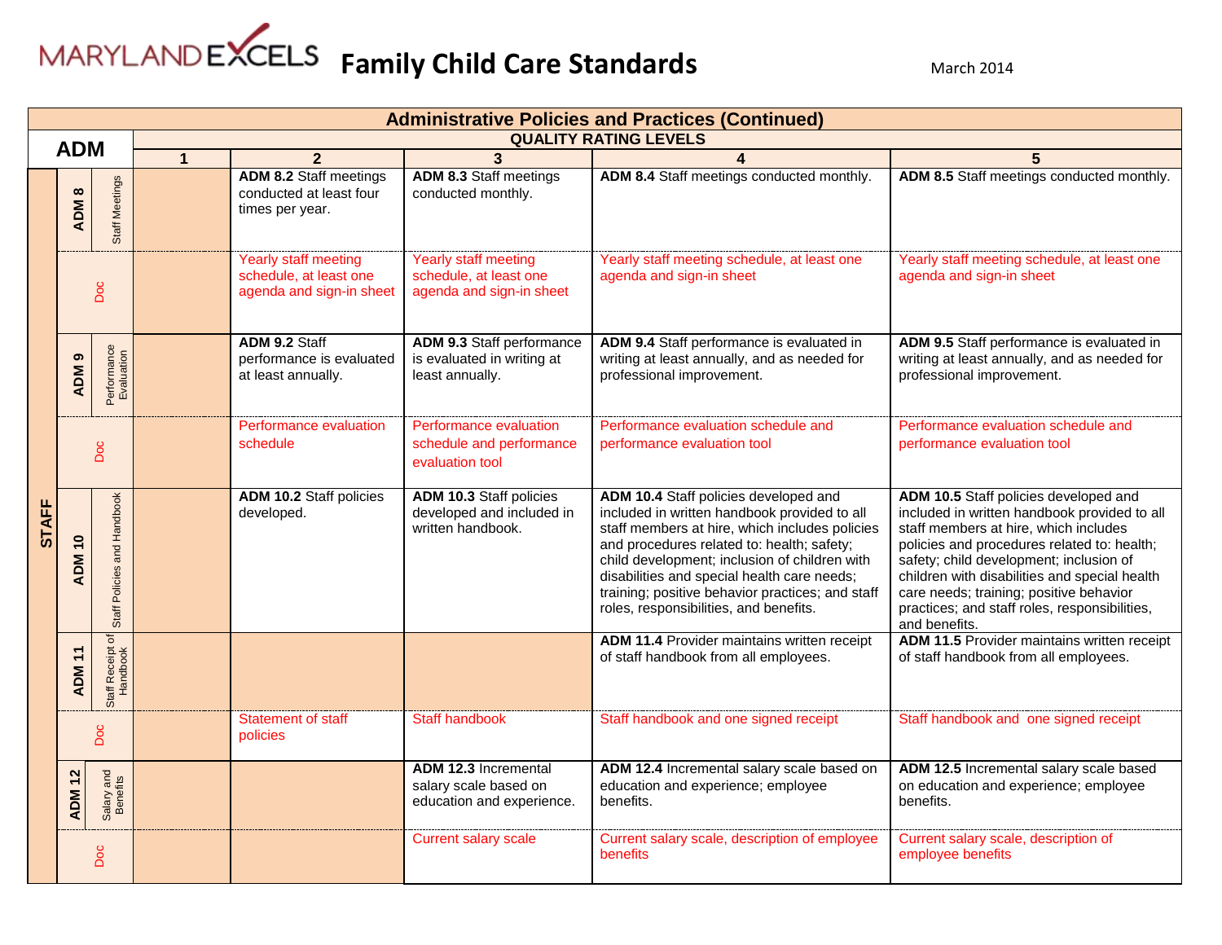# Family Child Care Standards

March 2014

| Administrative Policies and Practices (Continued) | | | | | | | |
|---|---|---|---|---|---|---|---|
| **ADM** | | | **QUALITY RATING LEVELS** | | | | |
| | | | **1** | **2** | **3** | **4** | **5** |
| **STAFF** | **ADM 8** | Staff Meetings | | **ADM 8.2** Staff meetings conducted at least four times per year. | **ADM 8.3** Staff meetings conducted monthly. | **ADM 8.4** Staff meetings conducted monthly. | **ADM 8.5** Staff meetings conducted monthly. |
| | Doc | | | Yearly staff meeting schedule, at least one agenda and sign-in sheet | Yearly staff meeting schedule, at least one agenda and sign-in sheet | Yearly staff meeting schedule, at least one agenda and sign-in sheet | Yearly staff meeting schedule, at least one agenda and sign-in sheet |
| | **ADM 9** | Performance Evaluation | | **ADM 9.2** Staff performance is evaluated at least annually. | **ADM 9.3** Staff performance is evaluated in writing at least annually. | **ADM 9.4** Staff performance is evaluated in writing at least annually, and as needed for professional improvement. | **ADM 9.5** Staff performance is evaluated in writing at least annually, and as needed for professional improvement. |
| | Doc | | | Performance evaluation schedule | Performance evaluation schedule and performance evaluation tool | Performance evaluation schedule and performance evaluation tool | Performance evaluation schedule and performance evaluation tool |
| | **ADM 10** | Staff Policies and Handbook | | **ADM 10.2** Staff policies developed. | **ADM 10.3** Staff policies developed and included in written handbook. | **ADM 10.4** Staff policies developed and included in written handbook provided to all staff members at hire, which includes policies and procedures related to: health; safety; child development; inclusion of children with disabilities and special health care needs; training; positive behavior practices; and staff roles, responsibilities, and benefits. | **ADM 10.5** Staff policies developed and included in written handbook provided to all staff members at hire, which includes policies and procedures related to: health; safety; child development; inclusion of children with disabilities and special health care needs; training; positive behavior practices; and staff roles, responsibilities, and benefits. |
| | **ADM 11** | Staff Receipt of Handbook | | | | **ADM 11.4** Provider maintains written receipt of staff handbook from all employees. | **ADM 11.5** Provider maintains written receipt of staff handbook from all employees. |
| | Doc | | | Statement of staff policies | Staff handbook | Staff handbook and one signed receipt | Staff handbook and one signed receipt |
| | **ADM 12** | Salary and Benefits | | | **ADM 12.3** Incremental salary scale based on education and experience. | **ADM 12.4** Incremental salary scale based on education and experience; employee benefits. | **ADM 12.5** Incremental salary scale based on education and experience; employee benefits. |
| | Doc | | | | Current salary scale | Current salary scale, description of employee benefits | Current salary scale, description of employee benefits |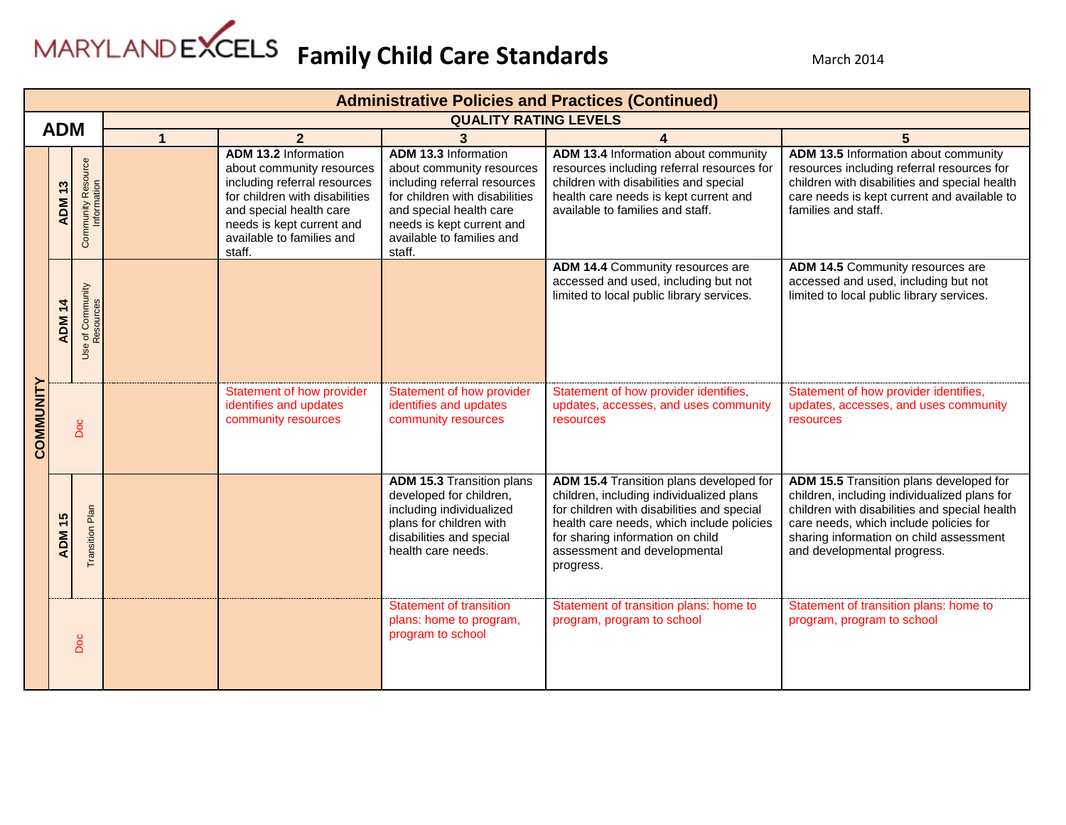# MARYLAND EXCELS Family Child Care Standards

March 2014

| Administrative Policies and Practices (Continued) | | | | | | | |
|---|---|---|---|---|---|---|---|
| **ADM** | | | **QUALITY RATING LEVELS** | | | | |
| | | | **1** | **2** | **3** | **4** | **5** |
| **COMMUNITY** | **ADM 13** | Community Resource Information | | **ADM 13.2** Information about community resources including referral resources for children with disabilities and special health care needs is kept current and available to families and staff. | **ADM 13.3** Information about community resources including referral resources for children with disabilities and special health care needs is kept current and available to families and staff. | **ADM 13.4** Information about community resources including referral resources for children with disabilities and special health care needs is kept current and available to families and staff. | **ADM 13.5** Information about community resources including referral resources for children with disabilities and special health care needs is kept current and available to families and staff. |
| | **ADM 14** | Use of Community Resources | | | | **ADM 14.4** Community resources are accessed and used, including but not limited to local public library services. | **ADM 14.5** Community resources are accessed and used, including but not limited to local public library services. |
| | Doc | | | Statement of how provider identifies and updates community resources | Statement of how provider identifies and updates community resources | Statement of how provider identifies, updates, accesses, and uses community resources | Statement of how provider identifies, updates, accesses, and uses community resources |
| | **ADM 15** | Transition Plan | | | **ADM 15.3** Transition plans developed for children, including individualized plans for children with disabilities and special health care needs. | **ADM 15.4** Transition plans developed for children, including individualized plans for children with disabilities and special health care needs, which include policies for sharing information on child assessment and developmental progress. | **ADM 15.5** Transition plans developed for children, including individualized plans for children with disabilities and special health care needs, which include policies for sharing information on child assessment and developmental progress. |
| | Doc | | | | Statement of transition plans: home to program, program to school | Statement of transition plans: home to program, program to school | Statement of transition plans: home to program, program to school |